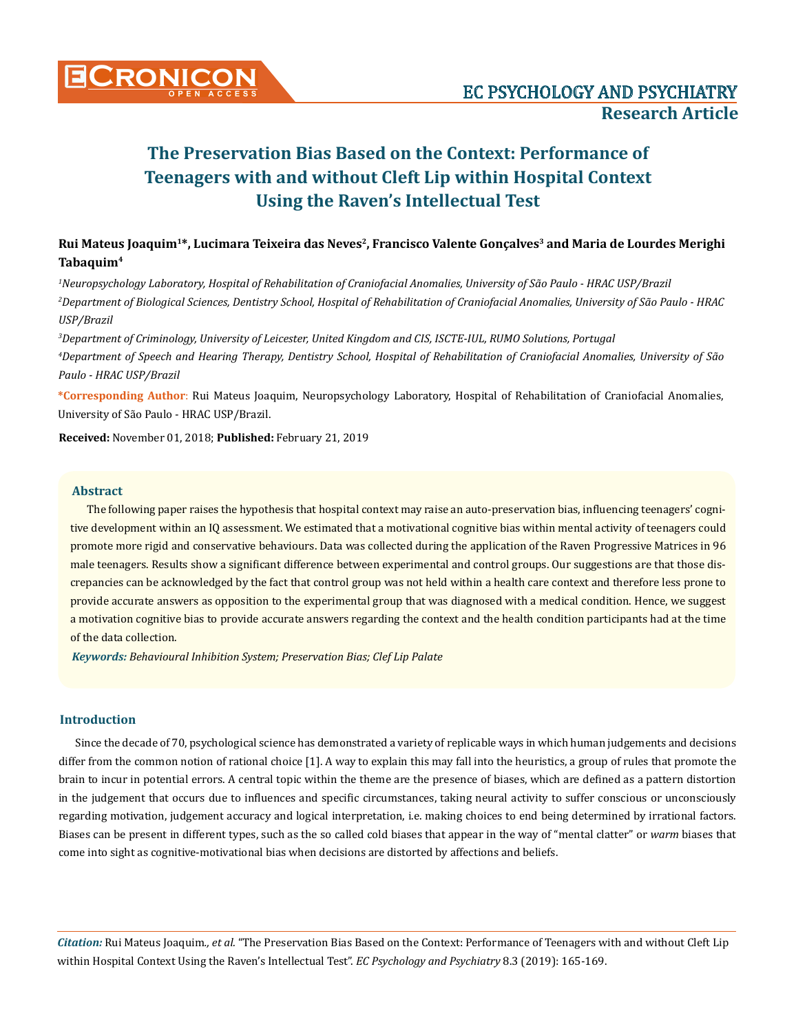# The Preservation Bias Based on the Context: Performance of Teenagers with and without Cleft Lip within Hospital Context Using the Raven's Intellectual Test

**Rui Mateus Joaquim[1]*, Lucimara Teixeira das Neves[2], Francisco Valente Gonçalves[3] and Maria de Lourdes Merighi Tabaquim[4]**

[1]*Neuropsychology Laboratory, Hospital of Rehabilitation of Craniofacial Anomalies, University of São Paulo - HRAC USP/Brazil*

[2]*Department of Biological Sciences, Dentistry School, Hospital of Rehabilitation of Craniofacial Anomalies, University of São Paulo - HRAC USP/Brazil*

[3]*Department of Criminology, University of Leicester, United Kingdom and CIS, ISCTE-IUL, RUMO Solutions, Portugal*

[4]*Department of Speech and Hearing Therapy, Dentistry School, Hospital of Rehabilitation of Craniofacial Anomalies, University of São Paulo - HRAC USP/Brazil*

**\*Corresponding Author**: Rui Mateus Joaquim, Neuropsychology Laboratory, Hospital of Rehabilitation of Craniofacial Anomalies, University of São Paulo - HRAC USP/Brazil.

**Received:** November 01, 2018; **Published:** February 21, 2019

## Abstract

The following paper raises the hypothesis that hospital context may raise an auto-preservation bias, influencing teenagers' cognitive development within an IQ assessment. We estimated that a motivational cognitive bias within mental activity of teenagers could promote more rigid and conservative behaviours. Data was collected during the application of the Raven Progressive Matrices in 96 male teenagers. Results show a significant difference between experimental and control groups. Our suggestions are that those discrepancies can be acknowledged by the fact that control group was not held within a health care context and therefore less prone to provide accurate answers as opposition to the experimental group that was diagnosed with a medical condition. Hence, we suggest a motivation cognitive bias to provide accurate answers regarding the context and the health condition participants had at the time of the data collection.

***Keywords:*** *Behavioural Inhibition System; Preservation Bias; Clef Lip Palate*

## Introduction

Since the decade of 70, psychological science has demonstrated a variety of replicable ways in which human judgements and decisions differ from the common notion of rational choice [1]. A way to explain this may fall into the heuristics, a group of rules that promote the brain to incur in potential errors. A central topic within the theme are the presence of biases, which are defined as a pattern distortion in the judgement that occurs due to influences and specific circumstances, taking neural activity to suffer conscious or unconsciously regarding motivation, judgement accuracy and logical interpretation, i.e. making choices to end being determined by irrational factors. Biases can be present in different types, such as the so called cold biases that appear in the way of "mental clatter" or *warm* biases that come into sight as cognitive-motivational bias when decisions are distorted by affections and beliefs.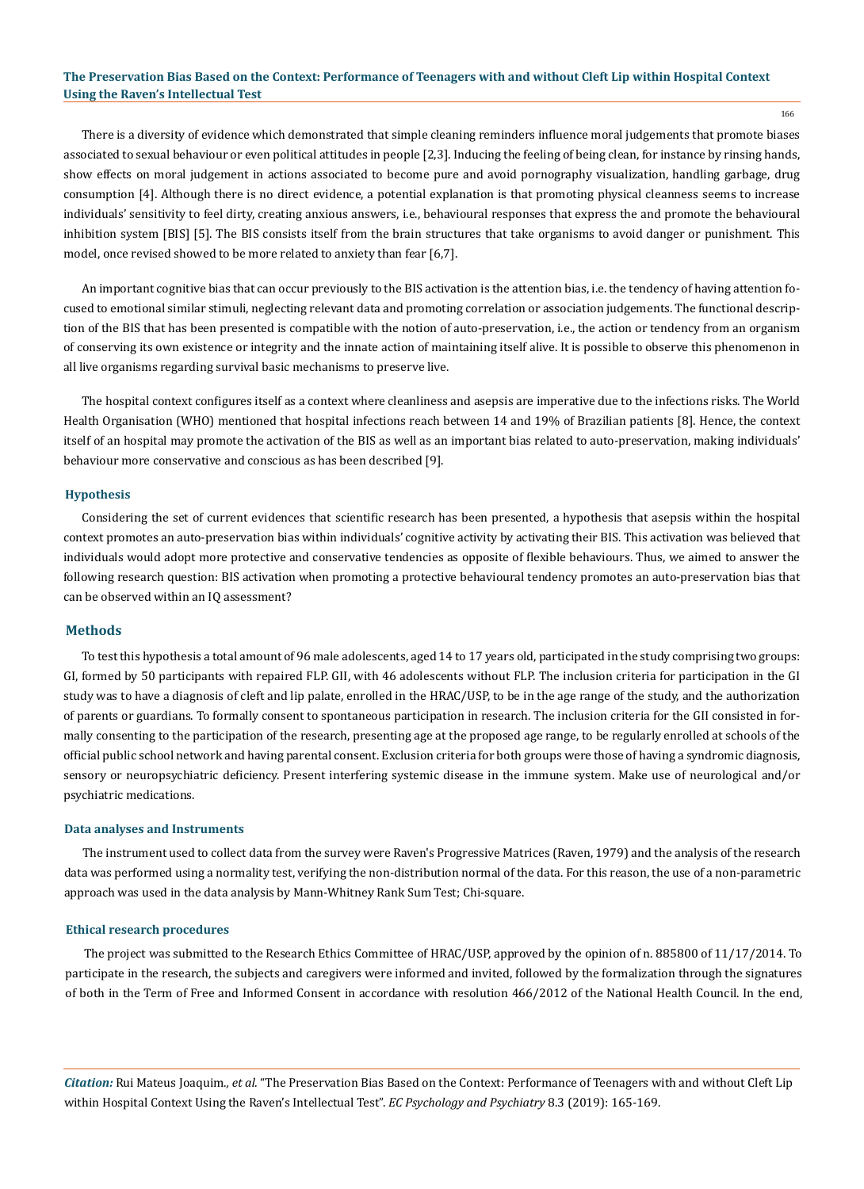There is a diversity of evidence which demonstrated that simple cleaning reminders influence moral judgements that promote biases associated to sexual behaviour or even political attitudes in people [2,3]. Inducing the feeling of being clean, for instance by rinsing hands, show effects on moral judgement in actions associated to become pure and avoid pornography visualization, handling garbage, drug consumption [4]. Although there is no direct evidence, a potential explanation is that promoting physical cleanness seems to increase individuals' sensitivity to feel dirty, creating anxious answers, i.e., behavioural responses that express the and promote the behavioural inhibition system [BIS] [5]. The BIS consists itself from the brain structures that take organisms to avoid danger or punishment. This model, once revised showed to be more related to anxiety than fear [6,7].

An important cognitive bias that can occur previously to the BIS activation is the attention bias, i.e. the tendency of having attention focused to emotional similar stimuli, neglecting relevant data and promoting correlation or association judgements. The functional description of the BIS that has been presented is compatible with the notion of auto-preservation, i.e., the action or tendency from an organism of conserving its own existence or integrity and the innate action of maintaining itself alive. It is possible to observe this phenomenon in all live organisms regarding survival basic mechanisms to preserve live.

The hospital context configures itself as a context where cleanliness and asepsis are imperative due to the infections risks. The World Health Organisation (WHO) mentioned that hospital infections reach between 14 and 19% of Brazilian patients [8]. Hence, the context itself of an hospital may promote the activation of the BIS as well as an important bias related to auto-preservation, making individuals' behaviour more conservative and conscious as has been described [9].

### Hypothesis

Considering the set of current evidences that scientific research has been presented, a hypothesis that asepsis within the hospital context promotes an auto-preservation bias within individuals' cognitive activity by activating their BIS. This activation was believed that individuals would adopt more protective and conservative tendencies as opposite of flexible behaviours. Thus, we aimed to answer the following research question: BIS activation when promoting a protective behavioural tendency promotes an auto-preservation bias that can be observed within an IQ assessment?

## Methods

To test this hypothesis a total amount of 96 male adolescents, aged 14 to 17 years old, participated in the study comprising two groups: GI, formed by 50 participants with repaired FLP. GII, with 46 adolescents without FLP. The inclusion criteria for participation in the GI study was to have a diagnosis of cleft and lip palate, enrolled in the HRAC/USP, to be in the age range of the study, and the authorization of parents or guardians. To formally consent to spontaneous participation in research. The inclusion criteria for the GII consisted in formally consenting to the participation of the research, presenting age at the proposed age range, to be regularly enrolled at schools of the official public school network and having parental consent. Exclusion criteria for both groups were those of having a syndromic diagnosis, sensory or neuropsychiatric deficiency. Present interfering systemic disease in the immune system. Make use of neurological and/or psychiatric medications.

### Data analyses and Instruments

The instrument used to collect data from the survey were Raven's Progressive Matrices (Raven, 1979) and the analysis of the research data was performed using a normality test, verifying the non-distribution normal of the data. For this reason, the use of a non-parametric approach was used in the data analysis by Mann-Whitney Rank Sum Test; Chi-square.

### Ethical research procedures

The project was submitted to the Research Ethics Committee of HRAC/USP, approved by the opinion of n. 885800 of 11/17/2014. To participate in the research, the subjects and caregivers were informed and invited, followed by the formalization through the signatures of both in the Term of Free and Informed Consent in accordance with resolution 466/2012 of the National Health Council. In the end,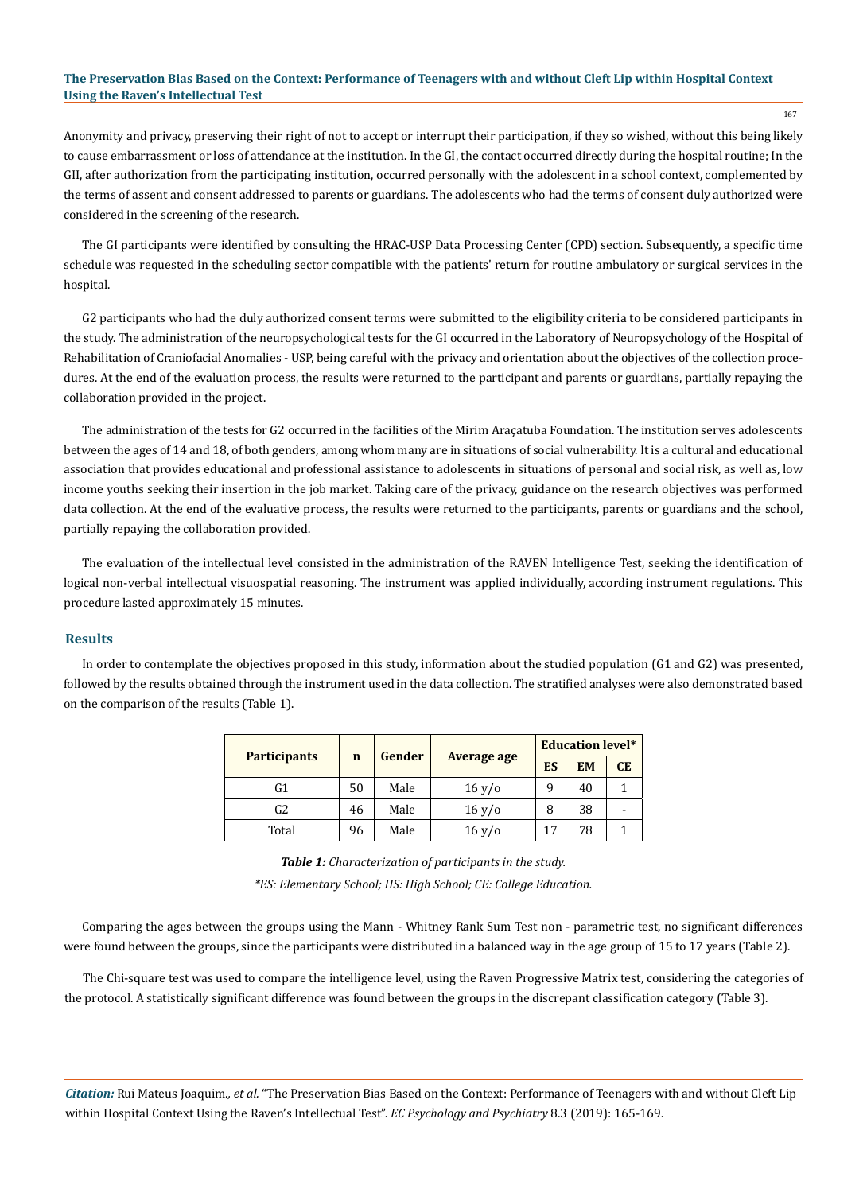Anonymity and privacy, preserving their right of not to accept or interrupt their participation, if they so wished, without this being likely to cause embarrassment or loss of attendance at the institution. In the GI, the contact occurred directly during the hospital routine; In the GII, after authorization from the participating institution, occurred personally with the adolescent in a school context, complemented by the terms of assent and consent addressed to parents or guardians. The adolescents who had the terms of consent duly authorized were considered in the screening of the research.

The GI participants were identified by consulting the HRAC-USP Data Processing Center (CPD) section. Subsequently, a specific time schedule was requested in the scheduling sector compatible with the patients' return for routine ambulatory or surgical services in the hospital.

G2 participants who had the duly authorized consent terms were submitted to the eligibility criteria to be considered participants in the study. The administration of the neuropsychological tests for the GI occurred in the Laboratory of Neuropsychology of the Hospital of Rehabilitation of Craniofacial Anomalies - USP, being careful with the privacy and orientation about the objectives of the collection procedures. At the end of the evaluation process, the results were returned to the participant and parents or guardians, partially repaying the collaboration provided in the project.

The administration of the tests for G2 occurred in the facilities of the Mirim Araçatuba Foundation. The institution serves adolescents between the ages of 14 and 18, of both genders, among whom many are in situations of social vulnerability. It is a cultural and educational association that provides educational and professional assistance to adolescents in situations of personal and social risk, as well as, low income youths seeking their insertion in the job market. Taking care of the privacy, guidance on the research objectives was performed data collection. At the end of the evaluative process, the results were returned to the participants, parents or guardians and the school, partially repaying the collaboration provided.

The evaluation of the intellectual level consisted in the administration of the RAVEN Intelligence Test, seeking the identification of logical non-verbal intellectual visuospatial reasoning. The instrument was applied individually, according instrument regulations. This procedure lasted approximately 15 minutes.

## Results

In order to contemplate the objectives proposed in this study, information about the studied population (G1 and G2) was presented, followed by the results obtained through the instrument used in the data collection. The stratified analyses were also demonstrated based on the comparison of the results (Table 1).

| Participants | n | Gender | Average age | Education level* | | |
|---|---|---|---|---|---|---|
| | | | | ES | EM | CE |
| G1 | 50 | Male | 16 y/o | 9 | 40 | 1 |
| G2 | 46 | Male | 16 y/o | 8 | 38 | - |
| Total | 96 | Male | 16 y/o | 17 | 78 | 1 |

***Table 1:*** *Characterization of participants in the study.*

*\*ES: Elementary School; HS: High School; CE: College Education.*

Comparing the ages between the groups using the Mann - Whitney Rank Sum Test non - parametric test, no significant differences were found between the groups, since the participants were distributed in a balanced way in the age group of 15 to 17 years (Table 2).

The Chi-square test was used to compare the intelligence level, using the Raven Progressive Matrix test, considering the categories of the protocol. A statistically significant difference was found between the groups in the discrepant classification category (Table 3).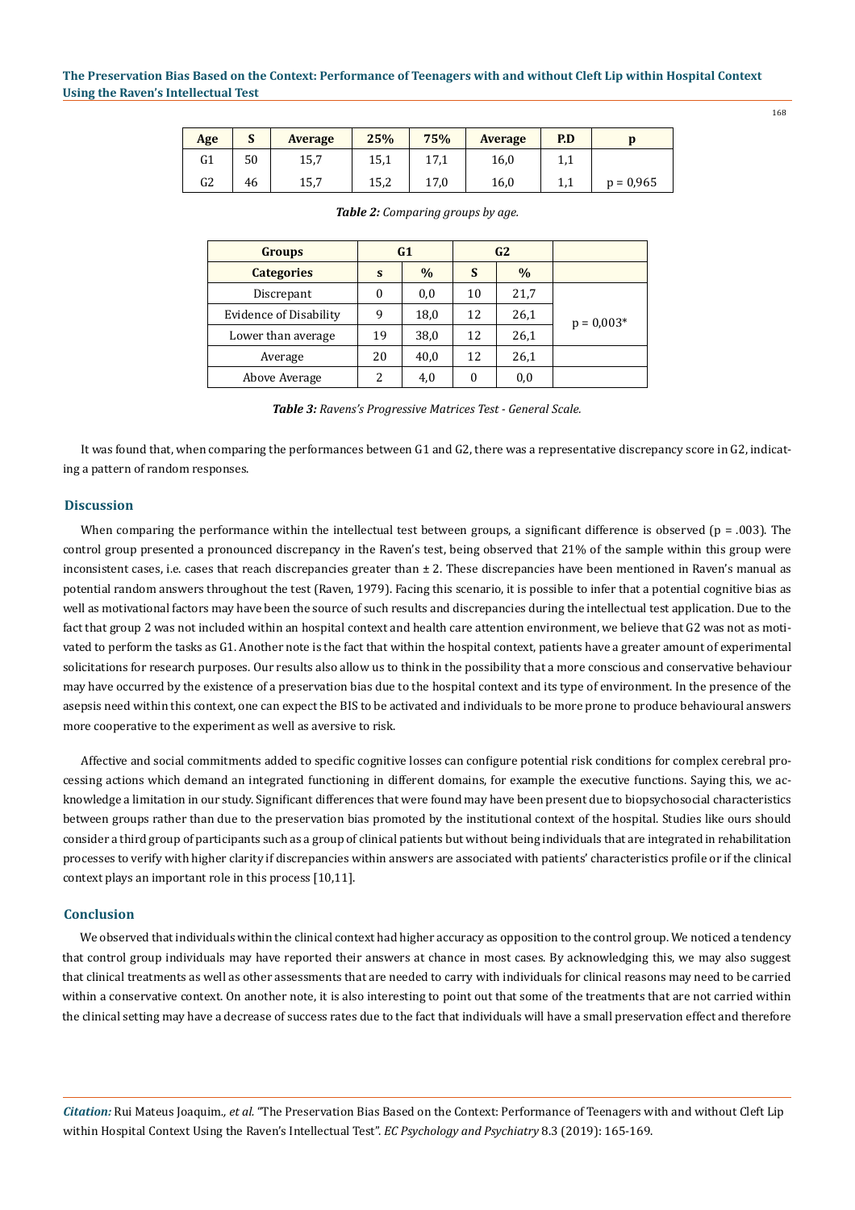| Age | S | Average | 25% | 75% | Average | P.D | p |
|---|---|---|---|---|---|---|---|
| G1 | 50 | 15,7 | 15,1 | 17,1 | 16,0 | 1,1 | |
| G2 | 46 | 15,7 | 15,2 | 17,0 | 16,0 | 1,1 | p = 0,965 |

***Table 2:*** *Comparing groups by age.*

| Groups | G1 | | G2 | | |
|---|---|---|---|---|---|
| **Categories** | **s** | **%** | **S** | **%** | |
| Discrepant | 0 | 0,0 | 10 | 21,7 | |
| Evidence of Disability | 9 | 18,0 | 12 | 26,1 | p = 0,003* |
| Lower than average | 19 | 38,0 | 12 | 26,1 | |
| Average | 20 | 40,0 | 12 | 26,1 | |
| Above Average | 2 | 4,0 | 0 | 0,0 | |

***Table 3:*** *Ravens's Progressive Matrices Test - General Scale.*

It was found that, when comparing the performances between G1 and G2, there was a representative discrepancy score in G2, indicating a pattern of random responses.

## Discussion

When comparing the performance within the intellectual test between groups, a significant difference is observed (p = .003). The control group presented a pronounced discrepancy in the Raven's test, being observed that 21% of the sample within this group were inconsistent cases, i.e. cases that reach discrepancies greater than ± 2. These discrepancies have been mentioned in Raven's manual as potential random answers throughout the test (Raven, 1979). Facing this scenario, it is possible to infer that a potential cognitive bias as well as motivational factors may have been the source of such results and discrepancies during the intellectual test application. Due to the fact that group 2 was not included within an hospital context and health care attention environment, we believe that G2 was not as motivated to perform the tasks as G1. Another note is the fact that within the hospital context, patients have a greater amount of experimental solicitations for research purposes. Our results also allow us to think in the possibility that a more conscious and conservative behaviour may have occurred by the existence of a preservation bias due to the hospital context and its type of environment. In the presence of the asepsis need within this context, one can expect the BIS to be activated and individuals to be more prone to produce behavioural answers more cooperative to the experiment as well as aversive to risk.

Affective and social commitments added to specific cognitive losses can configure potential risk conditions for complex cerebral processing actions which demand an integrated functioning in different domains, for example the executive functions. Saying this, we acknowledge a limitation in our study. Significant differences that were found may have been present due to biopsychosocial characteristics between groups rather than due to the preservation bias promoted by the institutional context of the hospital. Studies like ours should consider a third group of participants such as a group of clinical patients but without being individuals that are integrated in rehabilitation processes to verify with higher clarity if discrepancies within answers are associated with patients' characteristics profile or if the clinical context plays an important role in this process [10,11].

## Conclusion

We observed that individuals within the clinical context had higher accuracy as opposition to the control group. We noticed a tendency that control group individuals may have reported their answers at chance in most cases. By acknowledging this, we may also suggest that clinical treatments as well as other assessments that are needed to carry with individuals for clinical reasons may need to be carried within a conservative context. On another note, it is also interesting to point out that some of the treatments that are not carried within the clinical setting may have a decrease of success rates due to the fact that individuals will have a small preservation effect and therefore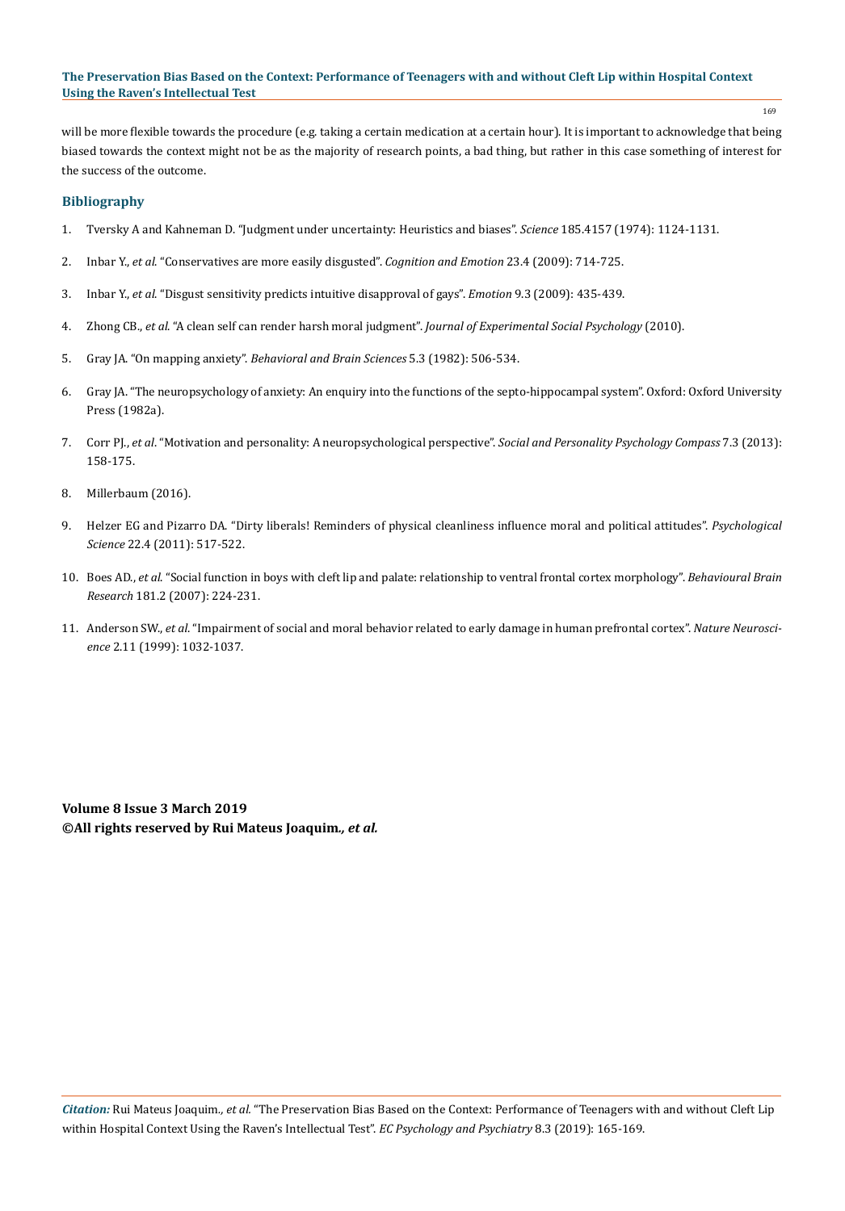will be more flexible towards the procedure (e.g. taking a certain medication at a certain hour). It is important to acknowledge that being biased towards the context might not be as the majority of research points, a bad thing, but rather in this case something of interest for the success of the outcome.

## Bibliography

1. Tversky A and Kahneman D. "Judgment under uncertainty: Heuristics and biases". *Science* 185.4157 (1974): 1124-1131.
2. Inbar Y., *et al*. "Conservatives are more easily disgusted". *Cognition and Emotion* 23.4 (2009): 714-725.
3. Inbar Y., *et al*. "Disgust sensitivity predicts intuitive disapproval of gays". *Emotion* 9.3 (2009): 435-439.
4. Zhong CB., *et al*. "A clean self can render harsh moral judgment". *Journal of Experimental Social Psychology* (2010).
5. Gray JA. "On mapping anxiety". *Behavioral and Brain Sciences* 5.3 (1982): 506-534.
6. Gray JA. "The neuropsychology of anxiety: An enquiry into the functions of the septo-hippocampal system". Oxford: Oxford University Press (1982a).
7. Corr PJ., *et al*. "Motivation and personality: A neuropsychological perspective". *Social and Personality Psychology Compass* 7.3 (2013): 158-175.
8. Millerbaum (2016).
9. Helzer EG and Pizarro DA. "Dirty liberals! Reminders of physical cleanliness influence moral and political attitudes". *Psychological Science* 22.4 (2011): 517-522.
10. Boes AD., *et al*. "Social function in boys with cleft lip and palate: relationship to ventral frontal cortex morphology". *Behavioural Brain Research* 181.2 (2007): 224-231.
11. Anderson SW., *et al*. "Impairment of social and moral behavior related to early damage in human prefrontal cortex". *Nature Neuroscience* 2.11 (1999): 1032-1037.

**Volume 8 Issue 3 March 2019**
**©All rights reserved by Rui Mateus Joaquim*., et al.***